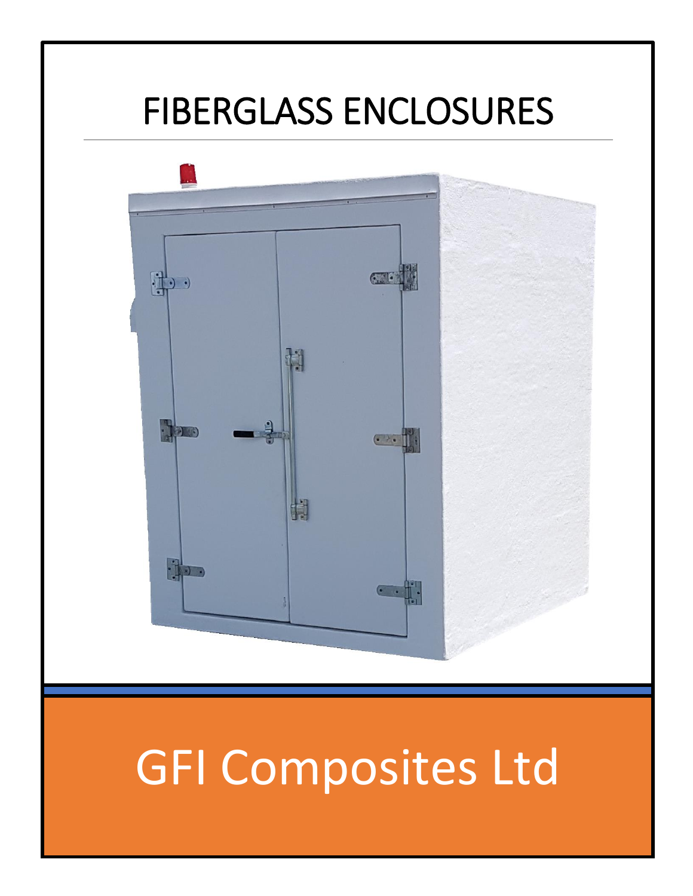# FIBERGLASS ENCLOSURES

GFI Composites Ltd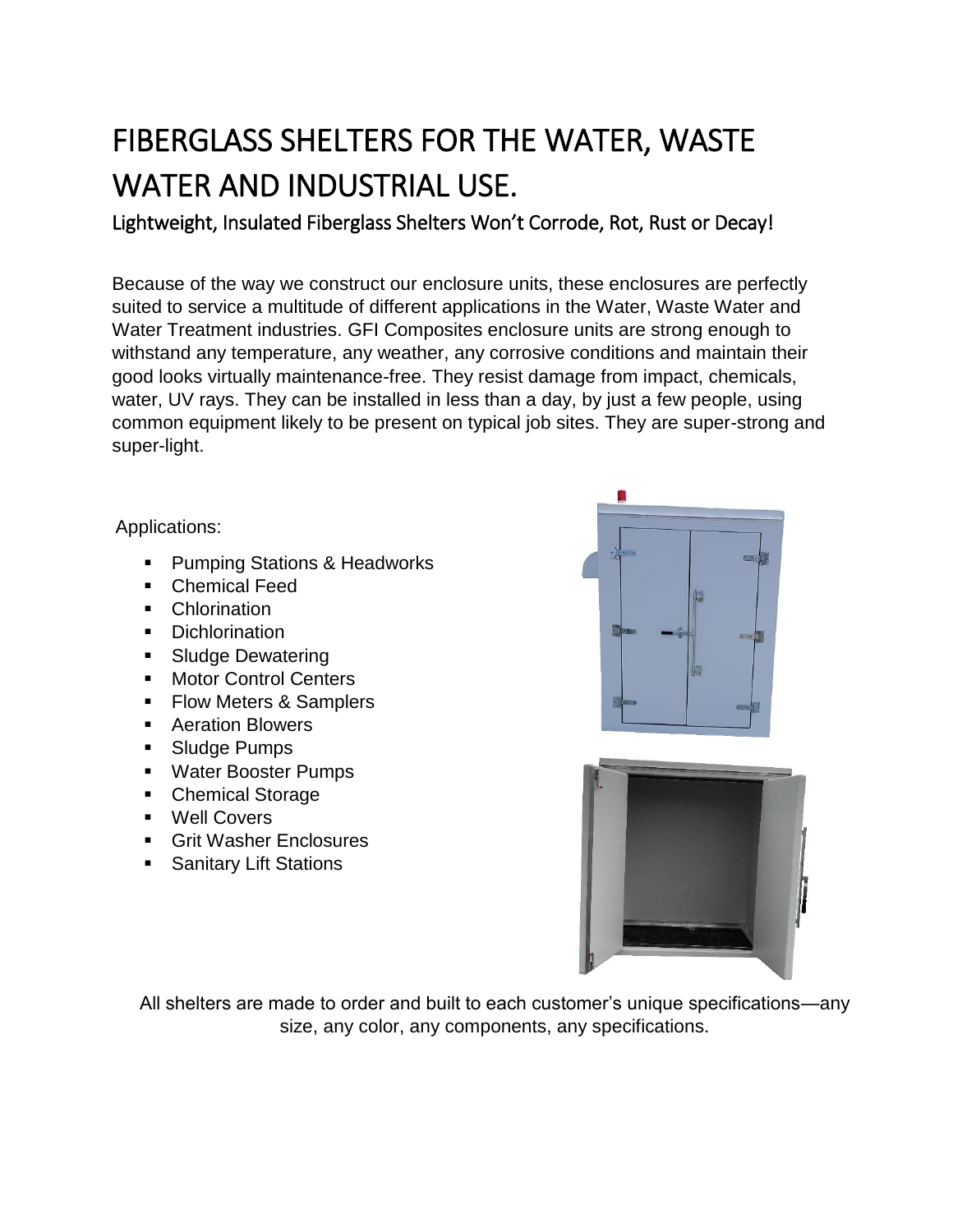# FIBERGLASS SHELTERS FOR THE WATER, WASTE WATER AND INDUSTRIAL USE.

## Lightweight, Insulated Fiberglass Shelters Won't Corrode, Rot, Rust or Decay!

Because of the way we construct our enclosure units, these enclosures are perfectly suited to service a multitude of different applications in the Water, Waste Water and Water Treatment industries. GFI Composites enclosure units are strong enough to withstand any temperature, any weather, any corrosive conditions and maintain their good looks virtually maintenance-free. They resist damage from impact, chemicals, water, UV rays. They can be installed in less than a day, by just a few people, using common equipment likely to be present on typical job sites. They are super-strong and super-light.

Applications:

- Pumping Stations & Headworks
- Chemical Feed
- Chlorination
- Dichlorination
- Sludge Dewatering
- Motor Control Centers
- Flow Meters & Samplers
- Aeration Blowers
- Sludge Pumps
- Water Booster Pumps
- Chemical Storage
- Well Covers
- Grit Washer Enclosures
- Sanitary Lift Stations

All shelters are made to order and built to each customer's unique specifications—any size, any color, any components, any specifications.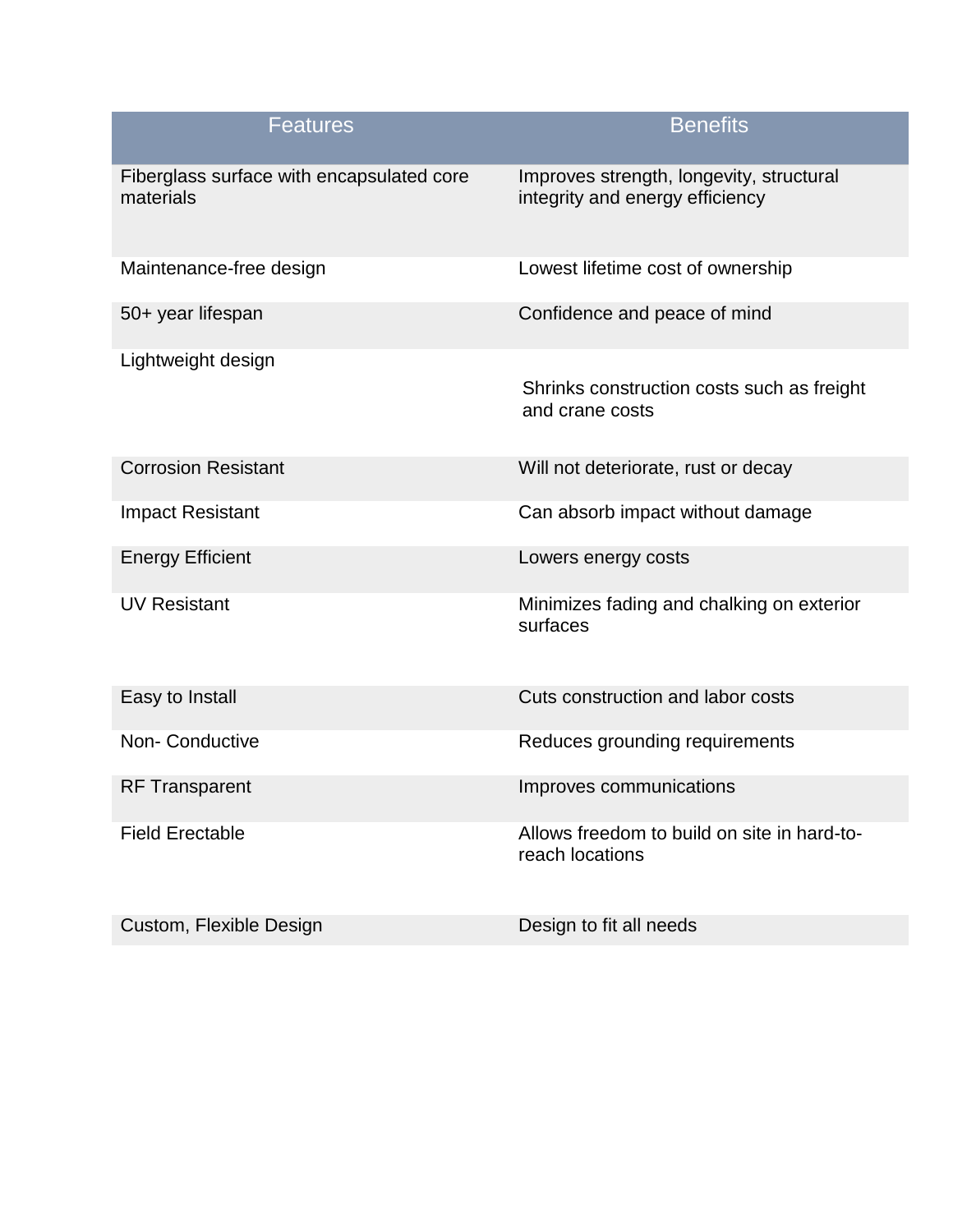| Features | Benefits |
| --- | --- |
| Fiberglass surface with encapsulated core materials | Improves strength, longevity, structural integrity and energy efficiency |
| Maintenance-free design | Lowest lifetime cost of ownership |
| 50+ year lifespan | Confidence and peace of mind |
| Lightweight design | Shrinks construction costs such as freight and crane costs |
| Corrosion Resistant | Will not deteriorate, rust or decay |
| Impact Resistant | Can absorb impact without damage |
| Energy Efficient | Lowers energy costs |
| UV Resistant | Minimizes fading and chalking on exterior surfaces |
| Easy to Install | Cuts construction and labor costs |
| Non- Conductive | Reduces grounding requirements |
| RF Transparent | Improves communications |
| Field Erectable | Allows freedom to build on site in hard-to-reach locations |
| Custom, Flexible Design | Design to fit all needs |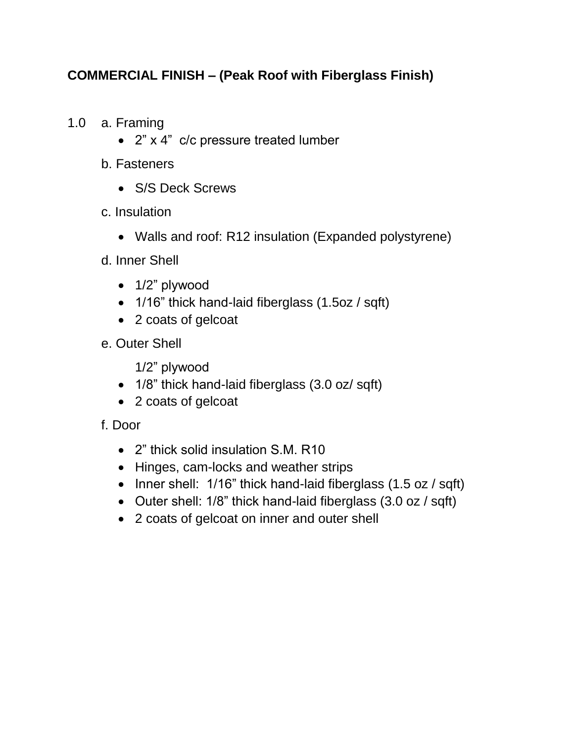**COMMERCIAL FINISH – (Peak Roof with Fiberglass Finish)**

1.0 a. Framing

- 2” x 4” c/c pressure treated lumber

b. Fasteners

- S/S Deck Screws

c. Insulation

- Walls and roof: R12 insulation (Expanded polystyrene)

d. Inner Shell

- 1/2” plywood
- 1/16” thick hand-laid fiberglass (1.5oz / sqft)
- 2 coats of gelcoat

e. Outer Shell

1/2” plywood

- 1/8” thick hand-laid fiberglass (3.0 oz/ sqft)
- 2 coats of gelcoat

f. Door

- 2” thick solid insulation S.M. R10
- Hinges, cam-locks and weather strips
- Inner shell: 1/16” thick hand-laid fiberglass (1.5 oz / sqft)
- Outer shell: 1/8” thick hand-laid fiberglass (3.0 oz / sqft)
- 2 coats of gelcoat on inner and outer shell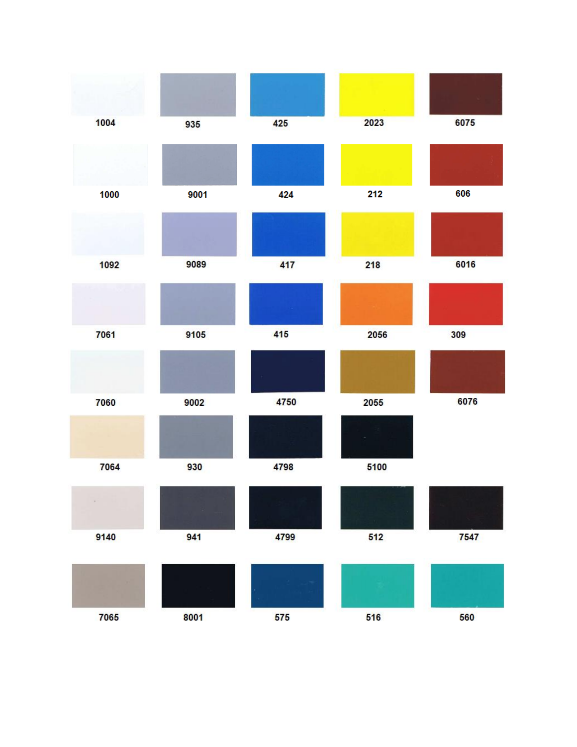| | | | | |
|---|---|---|---|---|
| 1004 | 935 | 425 | 2023 | 6075 |
| 1000 | 9001 | 424 | 212 | 606 |
| 1092 | 9089 | 417 | 218 | 6016 |
| 7061 | 9105 | 415 | 2056 | 309 |
| 7060 | 9002 | 4750 | 2055 | 6076 |
| 7064 | 930 | 4798 | 5100 | |
| 9140 | 941 | 4799 | 512 | 7547 |
| 7065 | 8001 | 575 | 516 | 560 |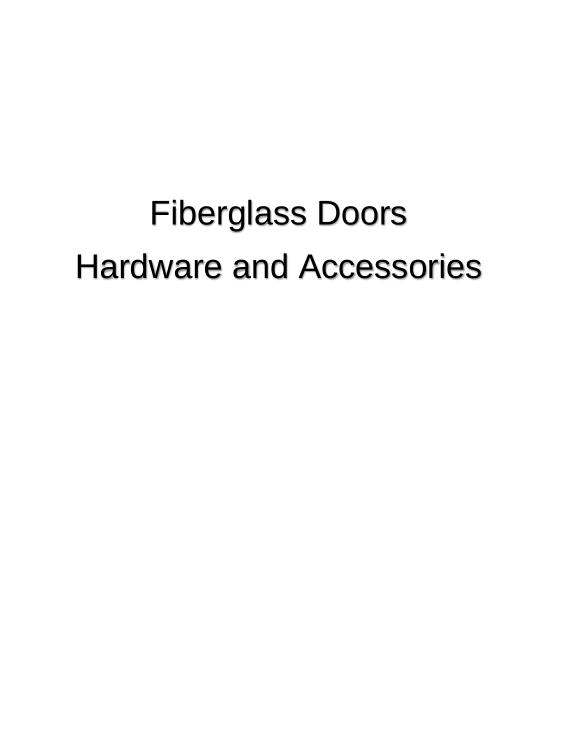# Fiberglass Doors
# Hardware and Accessories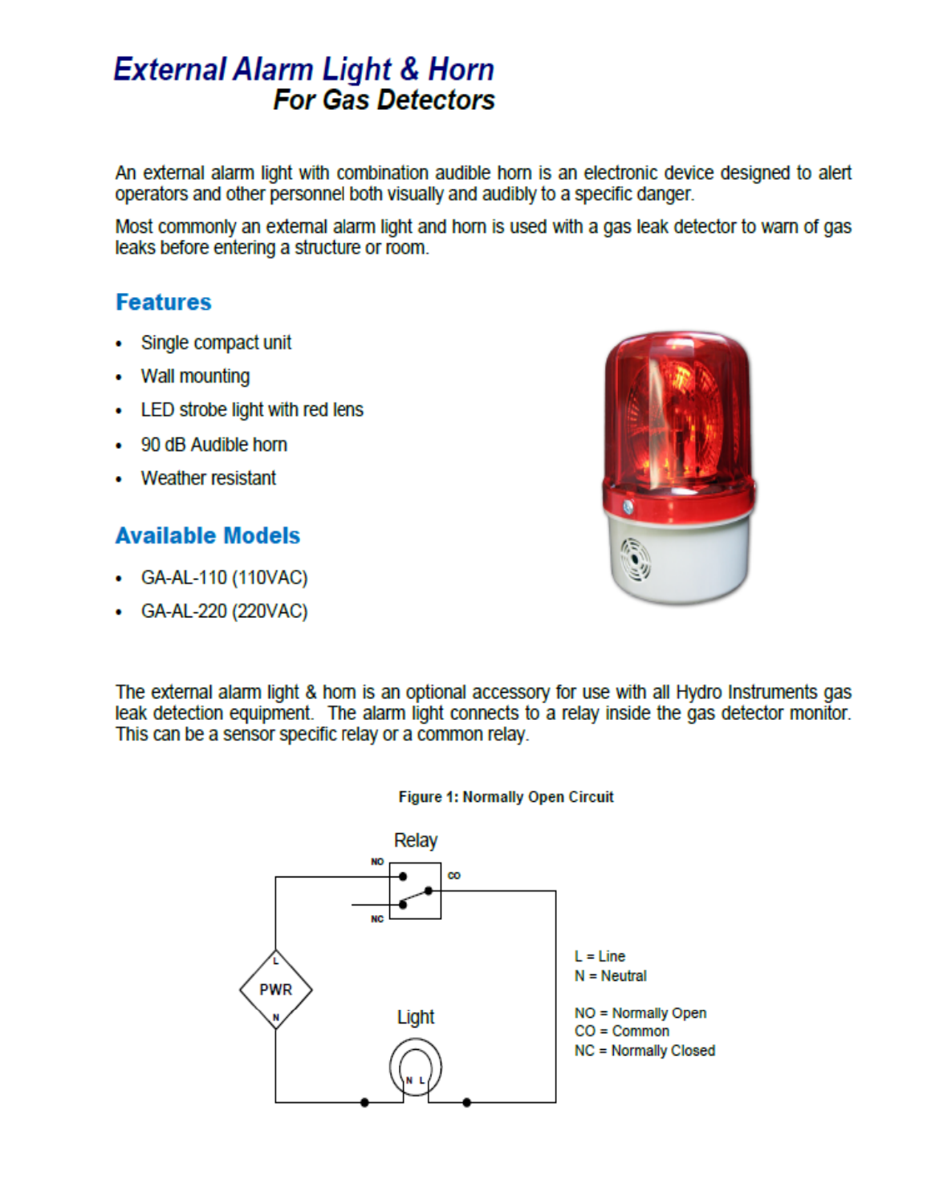# External Alarm Light & Horn
## For Gas Detectors

An external alarm light with combination audible horn is an electronic device designed to alert operators and other personnel both visually and audibly to a specific danger.

Most commonly an external alarm light and horn is used with a gas leak detector to warn of gas leaks before entering a structure or room.

## Features

- Single compact unit
- Wall mounting
- LED strobe light with red lens
- 90 dB Audible horn
- Weather resistant

## Available Models

- GA-AL-110 (110VAC)
- GA-AL-220 (220VAC)

The external alarm light & horn is an optional accessory for use with all Hydro Instruments gas leak detection equipment. The alarm light connects to a relay inside the gas detector monitor. This can be a sensor specific relay or a common relay.

**Figure 1: Normally Open Circuit**

L = Line
N = Neutral

NO = Normally Open
CO = Common
NC = Normally Closed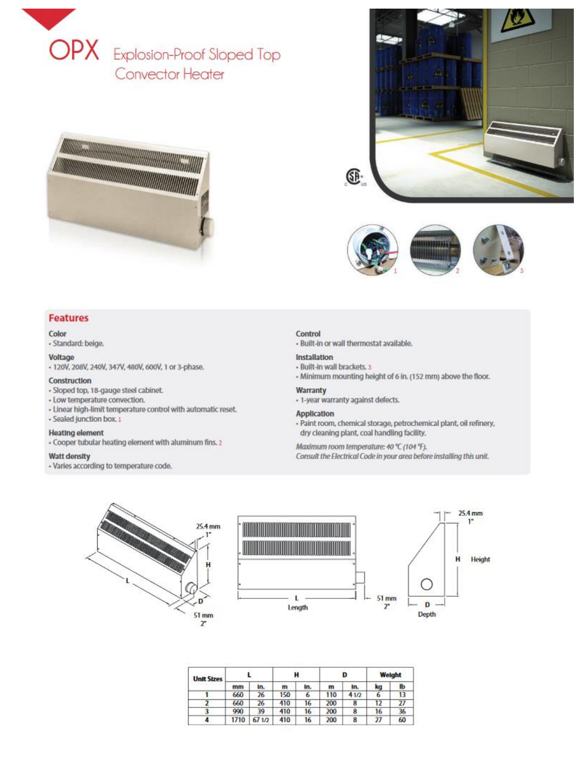# OPX Explosion-Proof Sloped Top Convector Heater

## Features

**Color**
- Standard: beige.

**Voltage**
- 120V, 208V, 240V, 347V, 480V, 600V, 1 or 3-phase.

**Construction**
- Sloped top, 18-gauge steel cabinet.
- Low temperature convection.
- Linear high-limit temperature control with automatic reset.
- Sealed junction box. 1

**Heating element**
- Cooper tubular heating element with aluminum fins. 2

**Watt density**
- Varies according to temperature code.

**Control**
- Built-in or wall thermostat available.

**Installation**
- Built-in wall brackets. 3
- Minimum mounting height of 6 in. (152 mm) above the floor.

**Warranty**
- 1-year warranty against defects.

**Application**
- Paint room, chemical storage, petrochemical plant, oil refinery, dry cleaning plant, coal handling facility.

*Maximum room temperature: 40 °C (104 °F).*
*Consult the Electrical Code in your area before installing this unit.*

25.4 mm 1"

H Height

L Length

D Depth

51 mm 2"

| Unit Sizes | L | | H | | D | | Weight | |
|---|---|---|---|---|---|---|---|---|
| | mm | in. | m | in. | m | in. | kg | lb |
| 1 | 660 | 26 | 150 | 6 | 110 | 4 1/2 | 6 | 13 |
| 2 | 660 | 26 | 410 | 16 | 200 | 8 | 12 | 27 |
| 3 | 990 | 39 | 410 | 16 | 200 | 8 | 16 | 36 |
| 4 | 1710 | 67 1/2 | 410 | 16 | 200 | 8 | 27 | 60 |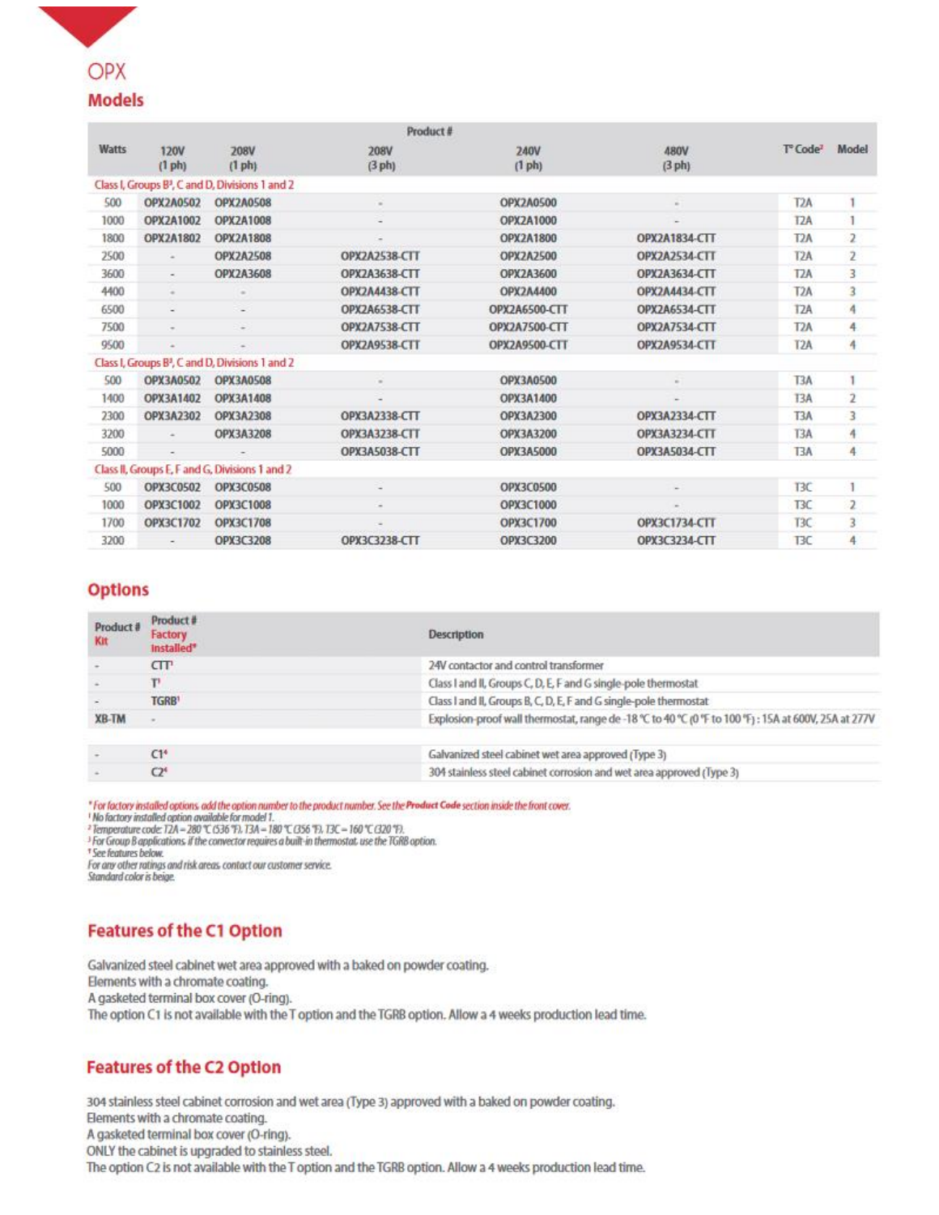# OPX

## Models

| Watts | Product # | | | | | T° Code[2] | Model |
|---|---|---|---|---|---|---|---|
| | 120V (1 ph) | 208V (1 ph) | 208V (3 ph) | 240V (1 ph) | 480V (3 ph) | | |
| Class I, Groups B[3], C and D, Divisions 1 and 2 | | | | | | | |
| 500 | OPX2A0502 | OPX2A0508 | - | OPX2A0500 | - | T2A | 1 |
| 1000 | OPX2A1002 | OPX2A1008 | - | OPX2A1000 | - | T2A | 1 |
| 1800 | OPX2A1802 | OPX2A1808 | - | OPX2A1800 | OPX2A1834-CTT | T2A | 2 |
| 2500 | - | OPX2A2508 | OPX2A2538-CTT | OPX2A2500 | OPX2A2534-CTT | T2A | 2 |
| 3600 | - | OPX2A3608 | OPX2A3638-CTT | OPX2A3600 | OPX2A3634-CTT | T2A | 3 |
| 4400 | - | - | OPX2A4438-CTT | OPX2A4400 | OPX2A4434-CTT | T2A | 3 |
| 6500 | - | - | OPX2A6538-CTT | OPX2A6500-CTT | OPX2A6534-CTT | T2A | 4 |
| 7500 | - | - | OPX2A7538-CTT | OPX2A7500-CTT | OPX2A7534-CTT | T2A | 4 |
| 9500 | - | - | OPX2A9538-CTT | OPX2A9500-CTT | OPX2A9534-CTT | T2A | 4 |
| Class I, Groups B[3], C and D, Divisions 1 and 2 | | | | | | | |
| 500 | OPX3A0502 | OPX3A0508 | - | OPX3A0500 | - | T3A | 1 |
| 1400 | OPX3A1402 | OPX3A1408 | - | OPX3A1400 | - | T3A | 2 |
| 2300 | OPX3A2302 | OPX3A2308 | OPX3A2338-CTT | OPX3A2300 | OPX3A2334-CTT | T3A | 3 |
| 3200 | - | OPX3A3208 | OPX3A3238-CTT | OPX3A3200 | OPX3A3234-CTT | T3A | 4 |
| 5000 | - | - | OPX3A5038-CTT | OPX3A5000 | OPX3A5034-CTT | T3A | 4 |
| Class II, Groups E, F and G, Divisions 1 and 2 | | | | | | | |
| 500 | OPX3C0502 | OPX3C0508 | - | OPX3C0500 | - | T3C | 1 |
| 1000 | OPX3C1002 | OPX3C1008 | - | OPX3C1000 | - | T3C | 2 |
| 1700 | OPX3C1702 | OPX3C1708 | - | OPX3C1700 | OPX3C1734-CTT | T3C | 3 |
| 3200 | - | OPX3C3208 | OPX3C3238-CTT | OPX3C3200 | OPX3C3234-CTT | T3C | 4 |

## Options

| Product # Kit | Product # Factory Installed* | Description |
|---|---|---|
| - | CTT[1] | 24V contactor and control transformer |
| - | T[1] | Class I and II, Groups C, D, E, F and G single-pole thermostat |
| - | TGRB[1] | Class I and II, Groups B, C, D, E, F and G single-pole thermostat |
| XB-TM | - | Explosion-proof wall thermostat, range de -18 °C to 40 °C (0 °F to 100 °F) : 15A at 600V, 25A at 277V |
| | | |
| - | C1[4] | Galvanized steel cabinet wet area approved (Type 3) |
| - | C2[4] | 304 stainless steel cabinet corrosion and wet area approved (Type 3) |

*\* For factory installed options, add the option number to the product number. See the **Product Code** section inside the front cover.*
*[1] No factory installed option available for model 1.*
*[2] Temperature code: T2A = 280 °C (536 °F), T3A = 180 °C (356 °F), T3C = 160 °C (320 °F).*
*[3] For Group B applications, if the convector requires a built-in thermostat, use the TGRB option.*
*[4] See features below.*
*For any other ratings and risk areas, contact our customer service.*
*Standard color is beige.*

## Features of the C1 Option

Galvanized steel cabinet wet area approved with a baked on powder coating.
Elements with a chromate coating.
A gasketed terminal box cover (O-ring).
The option C1 is not available with the T option and the TGRB option. Allow a 4 weeks production lead time.

## Features of the C2 Option

304 stainless steel cabinet corrosion and wet area (Type 3) approved with a baked on powder coating.
Elements with a chromate coating.
A gasketed terminal box cover (O-ring).
ONLY the cabinet is upgraded to stainless steel.
The option C2 is not available with the T option and the TGRB option. Allow a 4 weeks production lead time.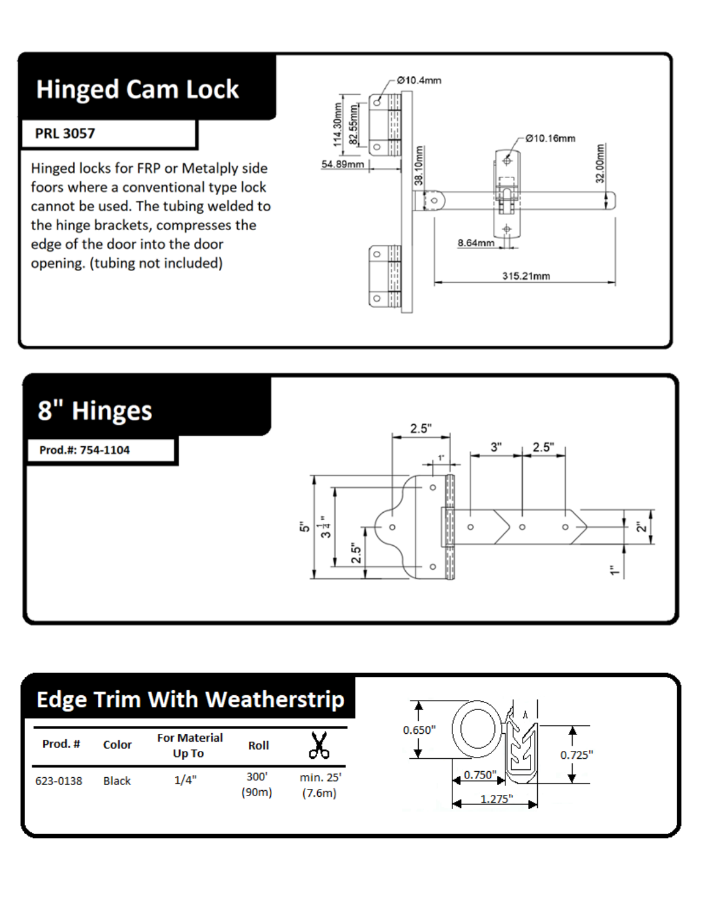# Hinged Cam Lock

**PRL 3057**

Hinged locks for FRP or Metalply side foors where a conventional type lock cannot be used. The tubing welded to the hinge brackets, compresses the edge of the door into the door opening. (tubing not included)

# 8" Hinges

**Prod.#: 754-1104**

# Edge Trim With Weatherstrip

| Prod. # | Color | For Material Up To | Roll | ✂ |
|---|---|---|---|---|
| 623-0138 | Black | 1/4" | 300' (90m) | min. 25' (7.6m) |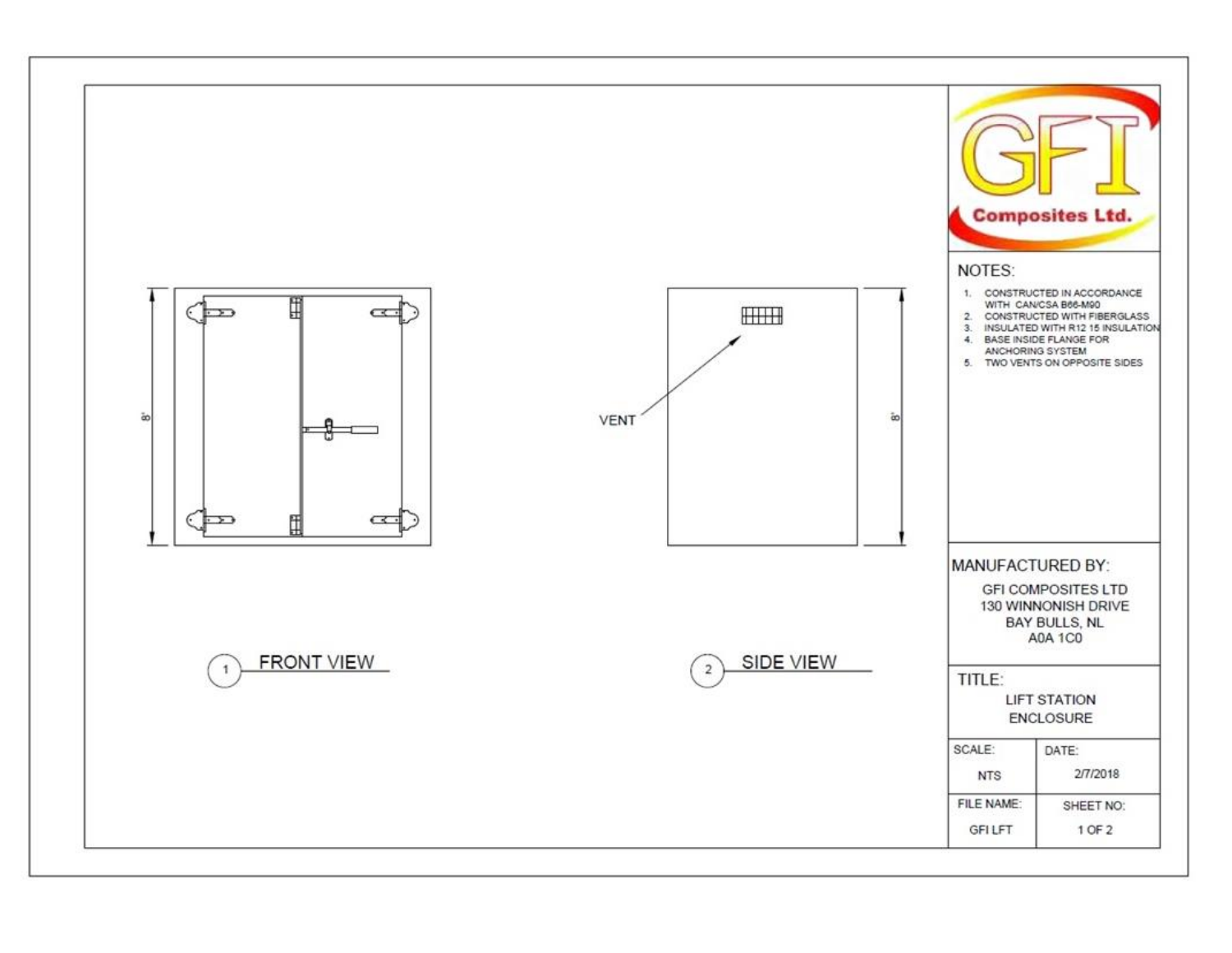8'

8'

VENT

1 FRONT VIEW

2 SIDE VIEW

**GFI Composites Ltd.**

NOTES:

1. CONSTRUCTED IN ACCORDANCE WITH CAN/CSA B66-M90
2. CONSTRUCTED WITH FIBERGLASS
3. INSULATED WITH R12 15 INSULATION
4. BASE INSIDE FLANGE FOR ANCHORING SYSTEM
5. TWO VENTS ON OPPOSITE SIDES

MANUFACTURED BY:

GFI COMPOSITES LTD
130 WINNONISH DRIVE
BAY BULLS, NL
A0A 1C0

TITLE:

LIFT STATION ENCLOSURE

| SCALE: | DATE: |
| --- | --- |
| NTS | 2/7/2018 |
| FILE NAME: | SHEET NO: |
| GFI LFT | 1 OF 2 |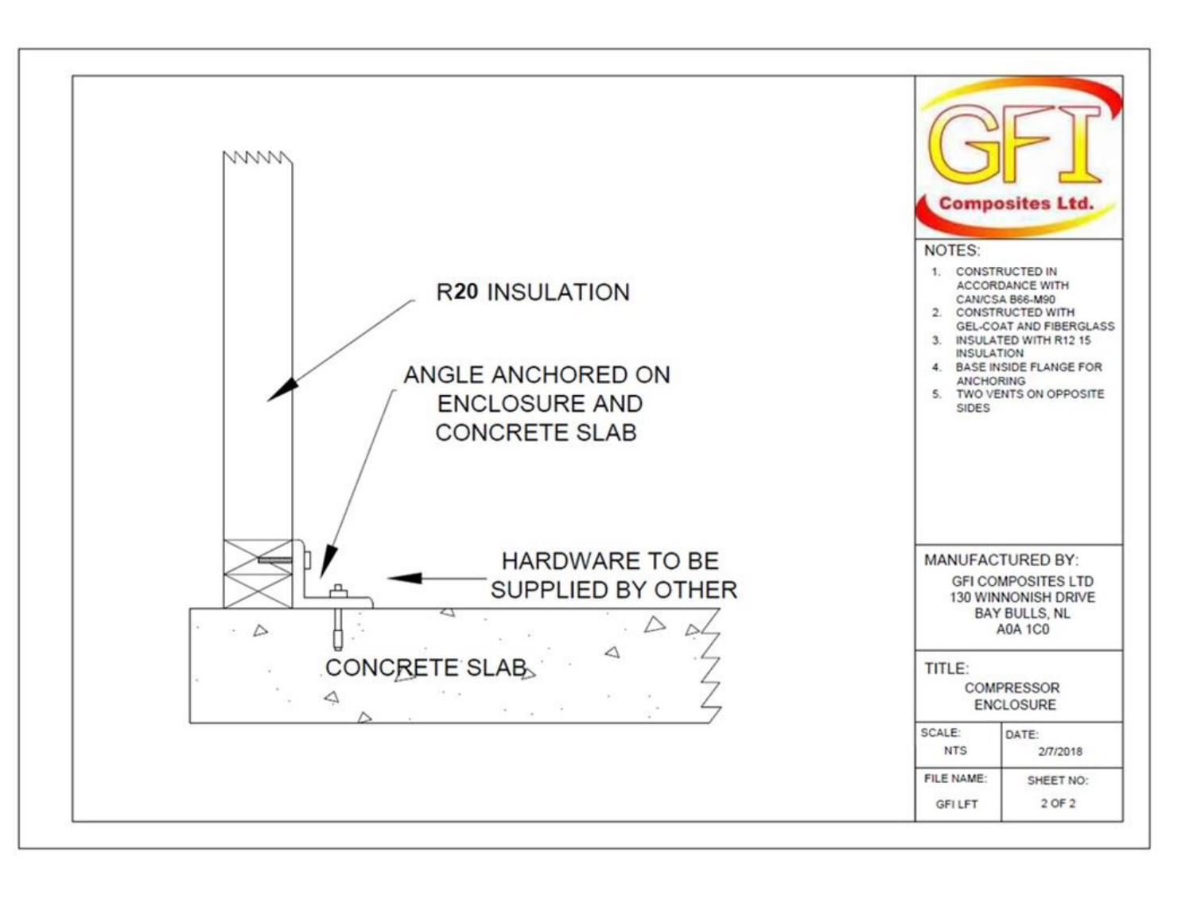R20 INSULATION

ANGLE ANCHORED ON ENCLOSURE AND CONCRETE SLAB

HARDWARE TO BE SUPPLIED BY OTHER

CONCRETE SLAB

**GFI Composites Ltd.**

NOTES:

1. CONSTRUCTED IN ACCORDANCE WITH CAN/CSA B66-M90
2. CONSTRUCTED WITH GEL-COAT AND FIBERGLASS
3. INSULATED WITH R12 15 INSULATION
4. BASE INSIDE FLANGE FOR ANCHORING
5. TWO VENTS ON OPPOSITE SIDES

MANUFACTURED BY:

GFI COMPOSITES LTD
130 WINNONISH DRIVE
BAY BULLS, NL
A0A 1C0

TITLE:

COMPRESSOR ENCLOSURE

| SCALE: | DATE: |
|---|---|
| NTS | 2/7/2018 |
| FILE NAME: | SHEET NO: |
| GFI LFT | 2 OF 2 |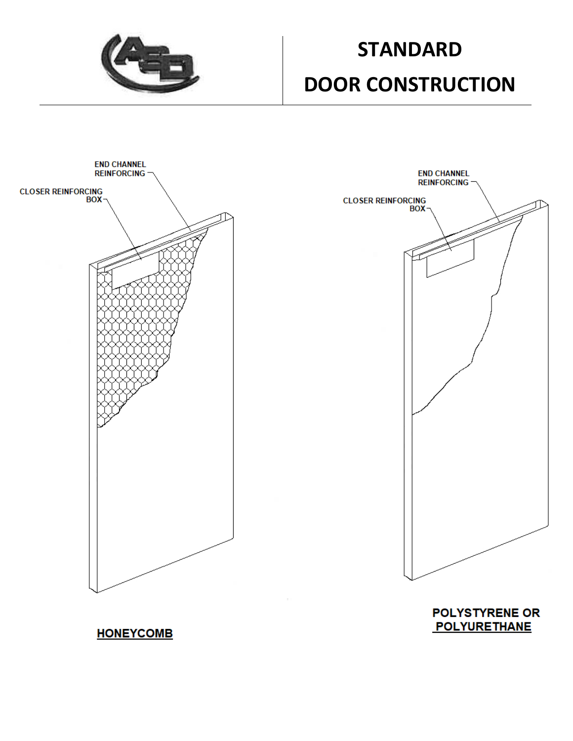# STANDARD DOOR CONSTRUCTION

END CHANNEL REINFORCING

CLOSER REINFORCING BOX

**HONEYCOMB**

END CHANNEL REINFORCING

CLOSER REINFORCING BOX

**POLYSTYRENE OR POLYURETHANE**